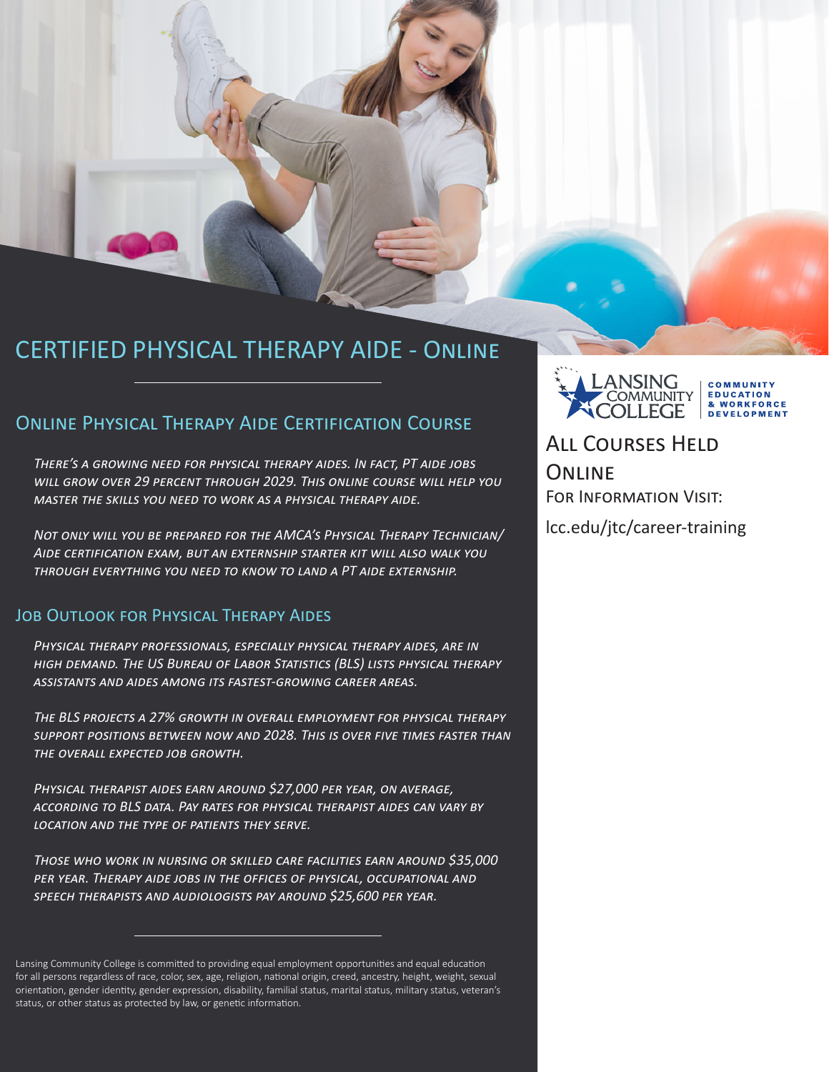# CERTIFIED PHYSICAL THERAPY AIDE - ONLINE

## Online Physical Therapy Aide Certification Course

*There's a growing need for physical therapy aides. In fact, PT aide jobs will grow over 29 percent through 2029. This online course will help you master the skills you need to work as a physical therapy aide.*

*Not only will you be prepared for the AMCA's Physical Therapy Technician/Aide certification exam, but an externship starter kit will also walk you through everything you need to know to land a PT aide externship.*

## Job Outlook for Physical Therapy Aides

*Physical therapy professionals, especially physical therapy aides, are in high demand. The US Bureau of Labor Statistics (BLS) lists physical therapy assistants and aides among its fastest-growing career areas.*

*The BLS projects a 27% growth in overall employment for physical therapy support positions between now and 2028. This is over five times faster than the overall expected job growth.*

*Physical therapist aides earn around $27,000 per year, on average, according to BLS data. Pay rates for physical therapist aides can vary by location and the type of patients they serve.*

*Those who work in nursing or skilled care facilities earn around $35,000 per year. Therapy aide jobs in the offices of physical, occupational and speech therapists and audiologists pay around $25,600 per year.*

Lansing Community College is committed to providing equal employment opportunities and equal education for all persons regardless of race, color, sex, age, religion, national origin, creed, ancestry, height, weight, sexual orientation, gender identity, gender expression, disability, familial status, marital status, military status, veteran's status, or other status as protected by law, or genetic information.

Lansing Community College | Community Education & Workforce Development

## All Courses Held Online

For Information Visit:

lcc.edu/jtc/career-training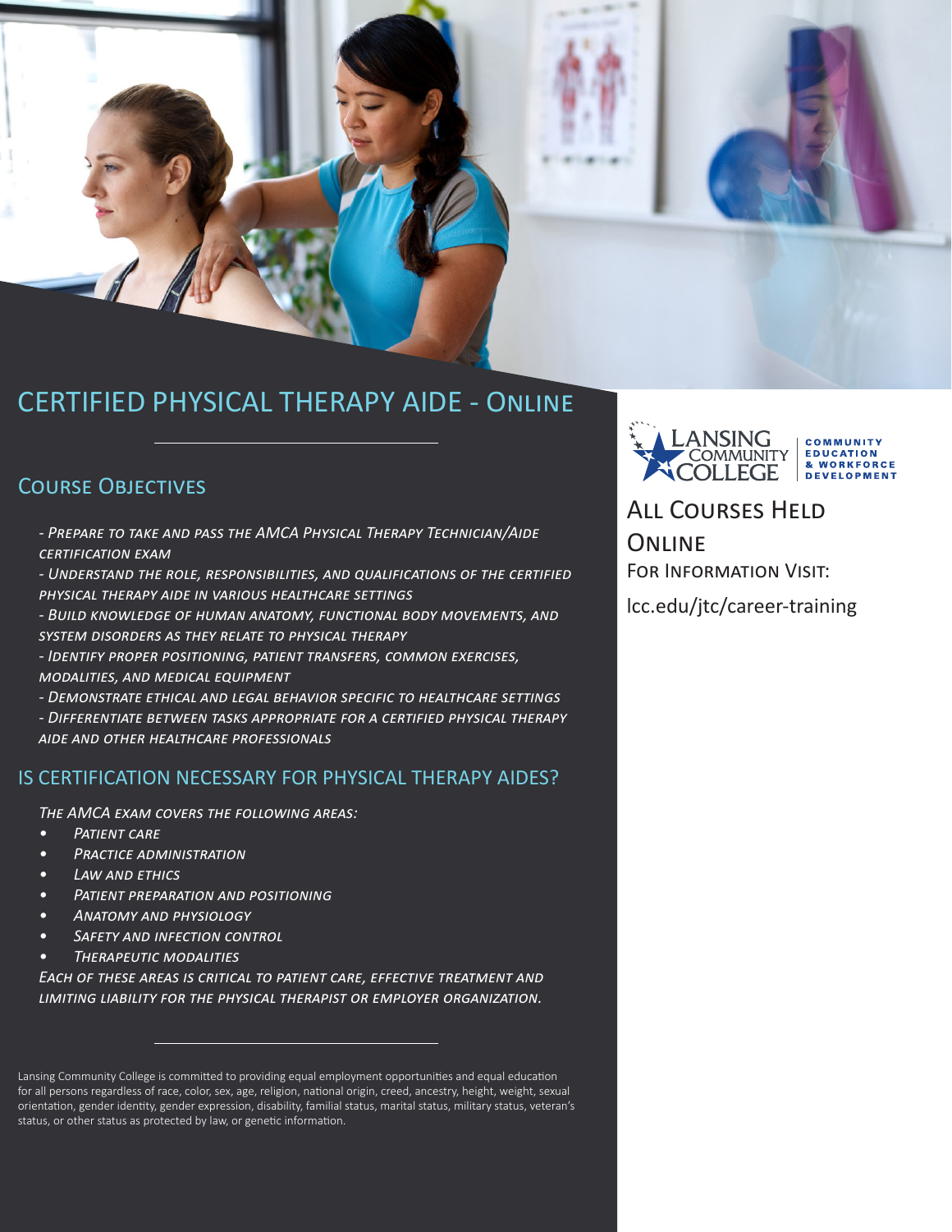# CERTIFIED PHYSICAL THERAPY AIDE - ONLINE

## COURSE OBJECTIVES

*- Prepare to take and pass the AMCA Physical Therapy Technician/Aide certification exam*

*- Understand the role, responsibilities, and qualifications of the certified physical therapy aide in various healthcare settings*

*- Build knowledge of human anatomy, functional body movements, and system disorders as they relate to physical therapy*

*- Identify proper positioning, patient transfers, common exercises, modalities, and medical equipment*

*- Demonstrate ethical and legal behavior specific to healthcare settings*

*- Differentiate between tasks appropriate for a certified physical therapy aide and other healthcare professionals*

## IS CERTIFICATION NECESSARY FOR PHYSICAL THERAPY AIDES?

*The AMCA exam covers the following areas:*

- *Patient care*
- *Practice administration*
- *Law and ethics*
- *Patient preparation and positioning*
- *Anatomy and physiology*
- *Safety and infection control*
- *Therapeutic modalities*

*Each of these areas is critical to patient care, effective treatment and limiting liability for the physical therapist or employer organization.*

Lansing Community College is committed to providing equal employment opportunities and equal education for all persons regardless of race, color, sex, age, religion, national origin, creed, ancestry, height, weight, sexual orientation, gender identity, gender expression, disability, familial status, marital status, military status, veteran's status, or other status as protected by law, or genetic information.

LANSING COMMUNITY COLLEGE | COMMUNITY EDUCATION & WORKFORCE DEVELOPMENT

## ALL COURSES HELD ONLINE

FOR INFORMATION VISIT:

lcc.edu/jtc/career-training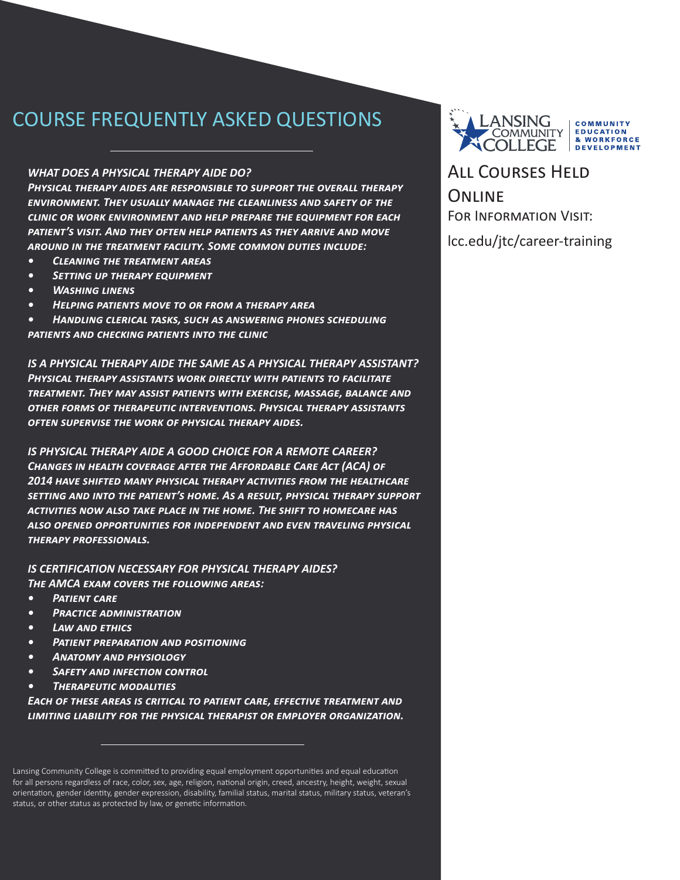# COURSE FREQUENTLY ASKED QUESTIONS

***What does a physical therapy aide do?***

***Physical therapy aides are responsible to support the overall therapy environment. They usually manage the cleanliness and safety of the clinic or work environment and help prepare the equipment for each patient's visit. And they often help patients as they arrive and move around in the treatment facility. Some common duties include:***

- ***Cleaning the treatment areas***
- ***Setting up therapy equipment***
- ***Washing linens***
- ***Helping patients move to or from a therapy area***
- ***Handling clerical tasks, such as answering phones scheduling patients and checking patients into the clinic***

***Is a physical therapy aide the same as a physical therapy assistant?***

***Physical therapy assistants work directly with patients to facilitate treatment. They may assist patients with exercise, massage, balance and other forms of therapeutic interventions. Physical therapy assistants often supervise the work of physical therapy aides.***

***Is physical therapy aide a good choice for a remote career?***

***Changes in health coverage after the Affordable Care Act (ACA) of 2014 have shifted many physical therapy activities from the healthcare setting and into the patient's home. As a result, physical therapy support activities now also take place in the home. The shift to homecare has also opened opportunities for independent and even traveling physical therapy professionals.***

***Is certification necessary for physical therapy aides?***

***The AMCA exam covers the following areas:***

- ***Patient care***
- ***Practice administration***
- ***Law and ethics***
- ***Patient preparation and positioning***
- ***Anatomy and physiology***
- ***Safety and infection control***
- ***Therapeutic modalities***

***Each of these areas is critical to patient care, effective treatment and limiting liability for the physical therapist or employer organization.***

Lansing Community College is committed to providing equal employment opportunities and equal education for all persons regardless of race, color, sex, age, religion, national origin, creed, ancestry, height, weight, sexual orientation, gender identity, gender expression, disability, familial status, marital status, military status, veteran's status, or other status as protected by law, or genetic information.

LANSING COMMUNITY COLLEGE | COMMUNITY EDUCATION & WORKFORCE DEVELOPMENT

## All Courses Held Online

For Information Visit:

lcc.edu/jtc/career-training